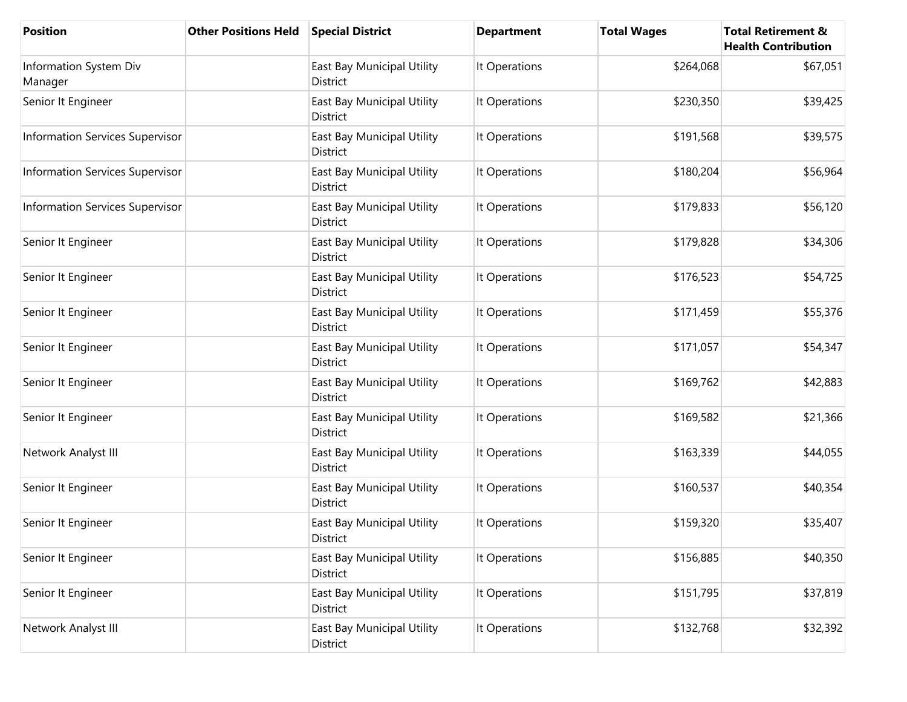| Position | Other Positions Held | Special District | Department | Total Wages | Total Retirement & Health Contribution |
|---|---|---|---|---|---|
| Information System Div Manager | | East Bay Municipal Utility District | It Operations | $264,068 | $67,051 |
| Senior It Engineer | | East Bay Municipal Utility District | It Operations | $230,350 | $39,425 |
| Information Services Supervisor | | East Bay Municipal Utility District | It Operations | $191,568 | $39,575 |
| Information Services Supervisor | | East Bay Municipal Utility District | It Operations | $180,204 | $56,964 |
| Information Services Supervisor | | East Bay Municipal Utility District | It Operations | $179,833 | $56,120 |
| Senior It Engineer | | East Bay Municipal Utility District | It Operations | $179,828 | $34,306 |
| Senior It Engineer | | East Bay Municipal Utility District | It Operations | $176,523 | $54,725 |
| Senior It Engineer | | East Bay Municipal Utility District | It Operations | $171,459 | $55,376 |
| Senior It Engineer | | East Bay Municipal Utility District | It Operations | $171,057 | $54,347 |
| Senior It Engineer | | East Bay Municipal Utility District | It Operations | $169,762 | $42,883 |
| Senior It Engineer | | East Bay Municipal Utility District | It Operations | $169,582 | $21,366 |
| Network Analyst III | | East Bay Municipal Utility District | It Operations | $163,339 | $44,055 |
| Senior It Engineer | | East Bay Municipal Utility District | It Operations | $160,537 | $40,354 |
| Senior It Engineer | | East Bay Municipal Utility District | It Operations | $159,320 | $35,407 |
| Senior It Engineer | | East Bay Municipal Utility District | It Operations | $156,885 | $40,350 |
| Senior It Engineer | | East Bay Municipal Utility District | It Operations | $151,795 | $37,819 |
| Network Analyst III | | East Bay Municipal Utility District | It Operations | $132,768 | $32,392 |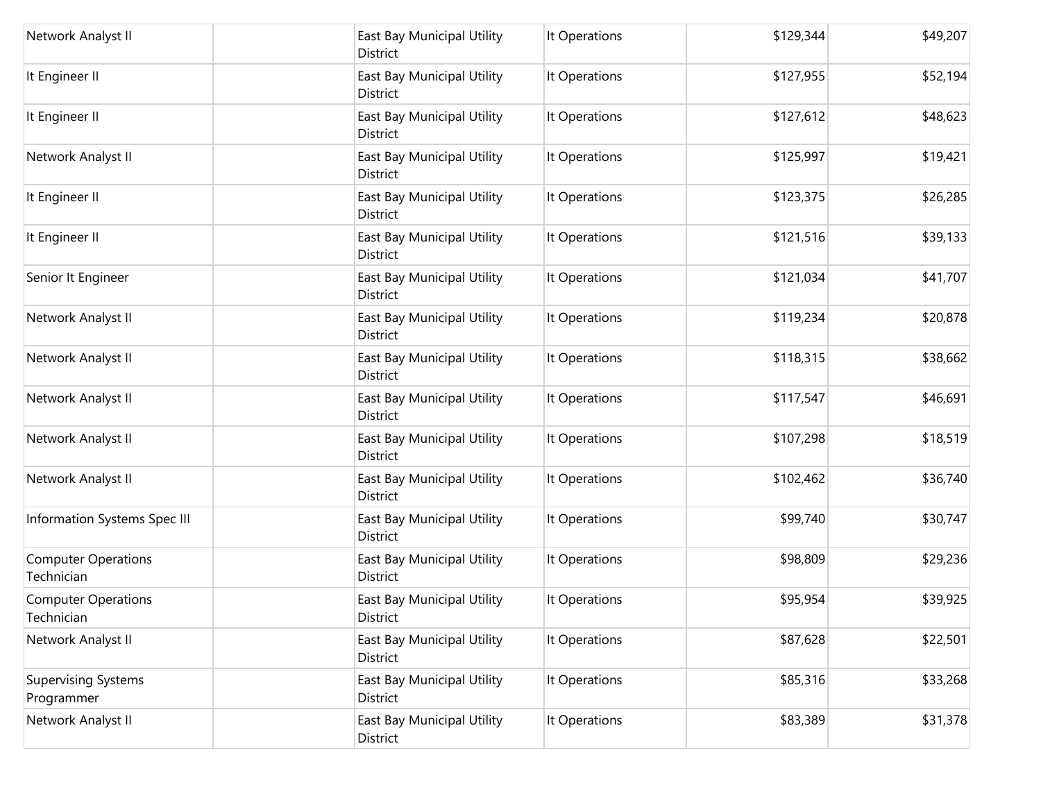| | | | | | |
|---|---|---|---|---|---|
| Network Analyst II | | East Bay Municipal Utility District | It Operations | $129,344 | $49,207 |
| It Engineer II | | East Bay Municipal Utility District | It Operations | $127,955 | $52,194 |
| It Engineer II | | East Bay Municipal Utility District | It Operations | $127,612 | $48,623 |
| Network Analyst II | | East Bay Municipal Utility District | It Operations | $125,997 | $19,421 |
| It Engineer II | | East Bay Municipal Utility District | It Operations | $123,375 | $26,285 |
| It Engineer II | | East Bay Municipal Utility District | It Operations | $121,516 | $39,133 |
| Senior It Engineer | | East Bay Municipal Utility District | It Operations | $121,034 | $41,707 |
| Network Analyst II | | East Bay Municipal Utility District | It Operations | $119,234 | $20,878 |
| Network Analyst II | | East Bay Municipal Utility District | It Operations | $118,315 | $38,662 |
| Network Analyst II | | East Bay Municipal Utility District | It Operations | $117,547 | $46,691 |
| Network Analyst II | | East Bay Municipal Utility District | It Operations | $107,298 | $18,519 |
| Network Analyst II | | East Bay Municipal Utility District | It Operations | $102,462 | $36,740 |
| Information Systems Spec III | | East Bay Municipal Utility District | It Operations | $99,740 | $30,747 |
| Computer Operations Technician | | East Bay Municipal Utility District | It Operations | $98,809 | $29,236 |
| Computer Operations Technician | | East Bay Municipal Utility District | It Operations | $95,954 | $39,925 |
| Network Analyst II | | East Bay Municipal Utility District | It Operations | $87,628 | $22,501 |
| Supervising Systems Programmer | | East Bay Municipal Utility District | It Operations | $85,316 | $33,268 |
| Network Analyst II | | East Bay Municipal Utility District | It Operations | $83,389 | $31,378 |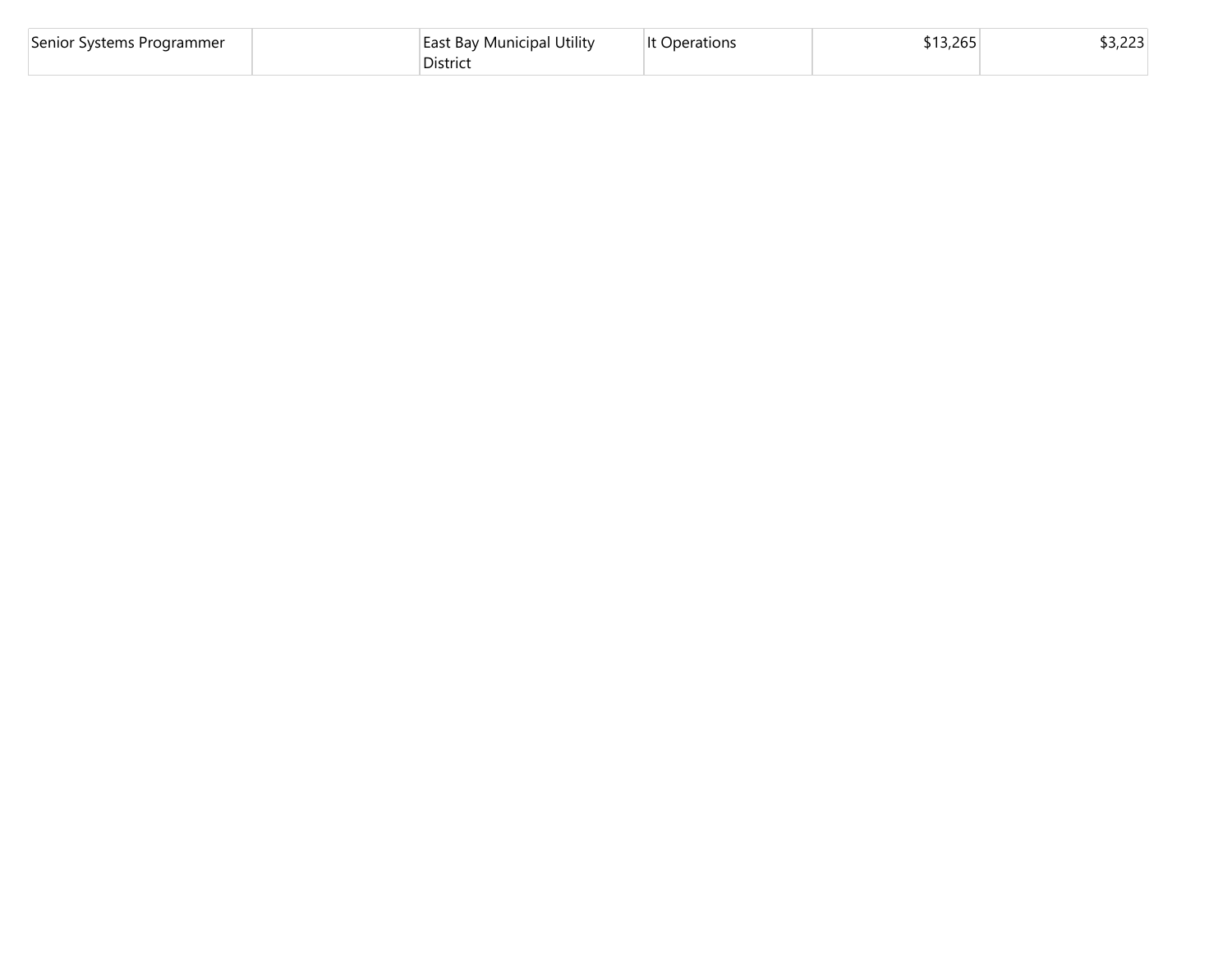| | | | | | |
|---|---|---|---|---|---|
| Senior Systems Programmer | | East Bay Municipal Utility District | It Operations | $13,265 | $3,223 |